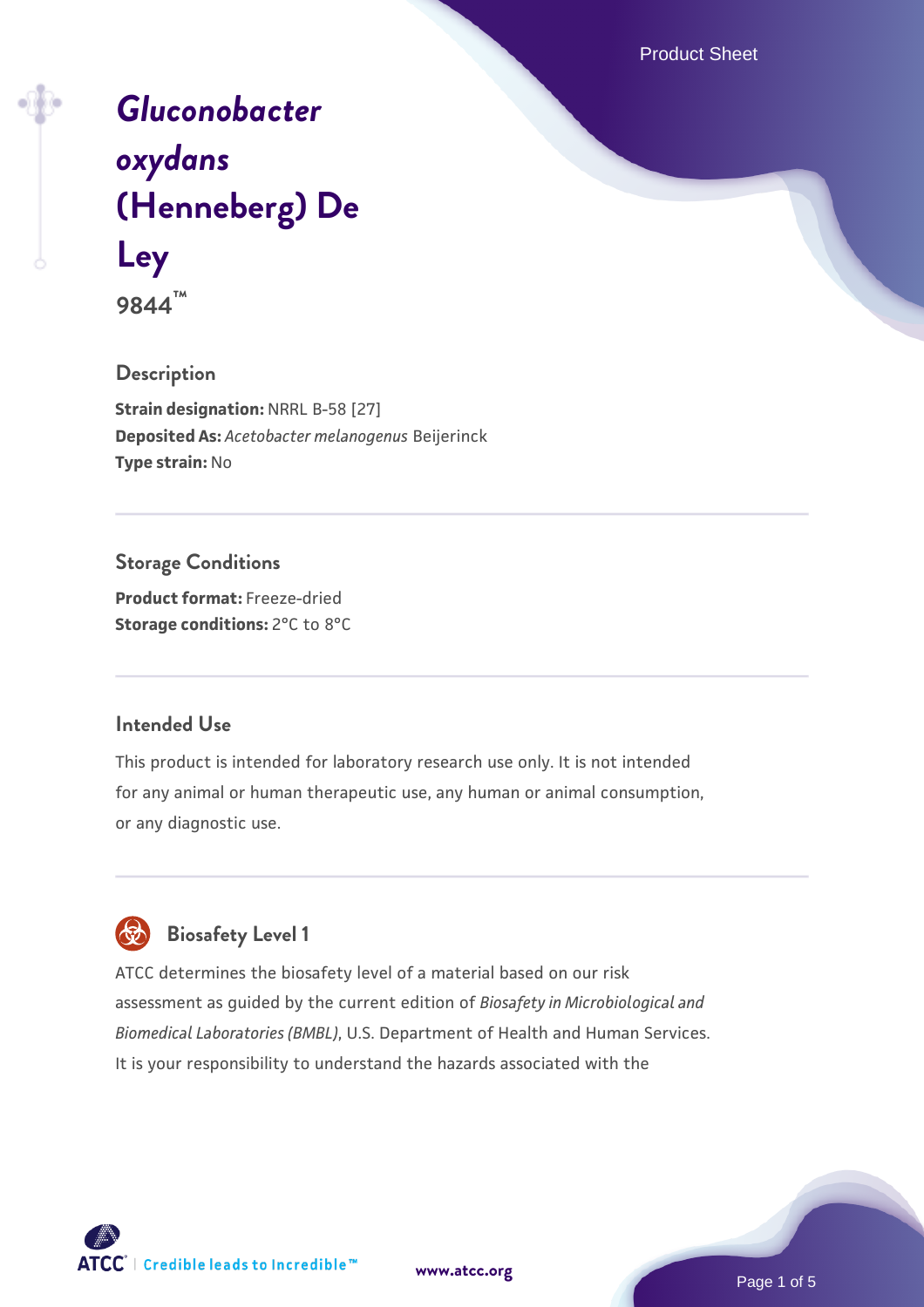# *Gluconobacter oxydans* (Henneberg) De Ley

**9844™**

## Description

**Strain designation:** NRRL B-58 [27]
**Deposited As:** *Acetobacter melanogenus* Beijerinck
**Type strain:** No

## Storage Conditions

**Product format:** Freeze-dried
**Storage conditions:** 2°C to 8°C

## Intended Use

This product is intended for laboratory research use only. It is not intended for any animal or human therapeutic use, any human or animal consumption, or any diagnostic use.

## Biosafety Level 1

ATCC determines the biosafety level of a material based on our risk assessment as guided by the current edition of *Biosafety in Microbiological and Biomedical Laboratories (BMBL)*, U.S. Department of Health and Human Services. It is your responsibility to understand the hazards associated with the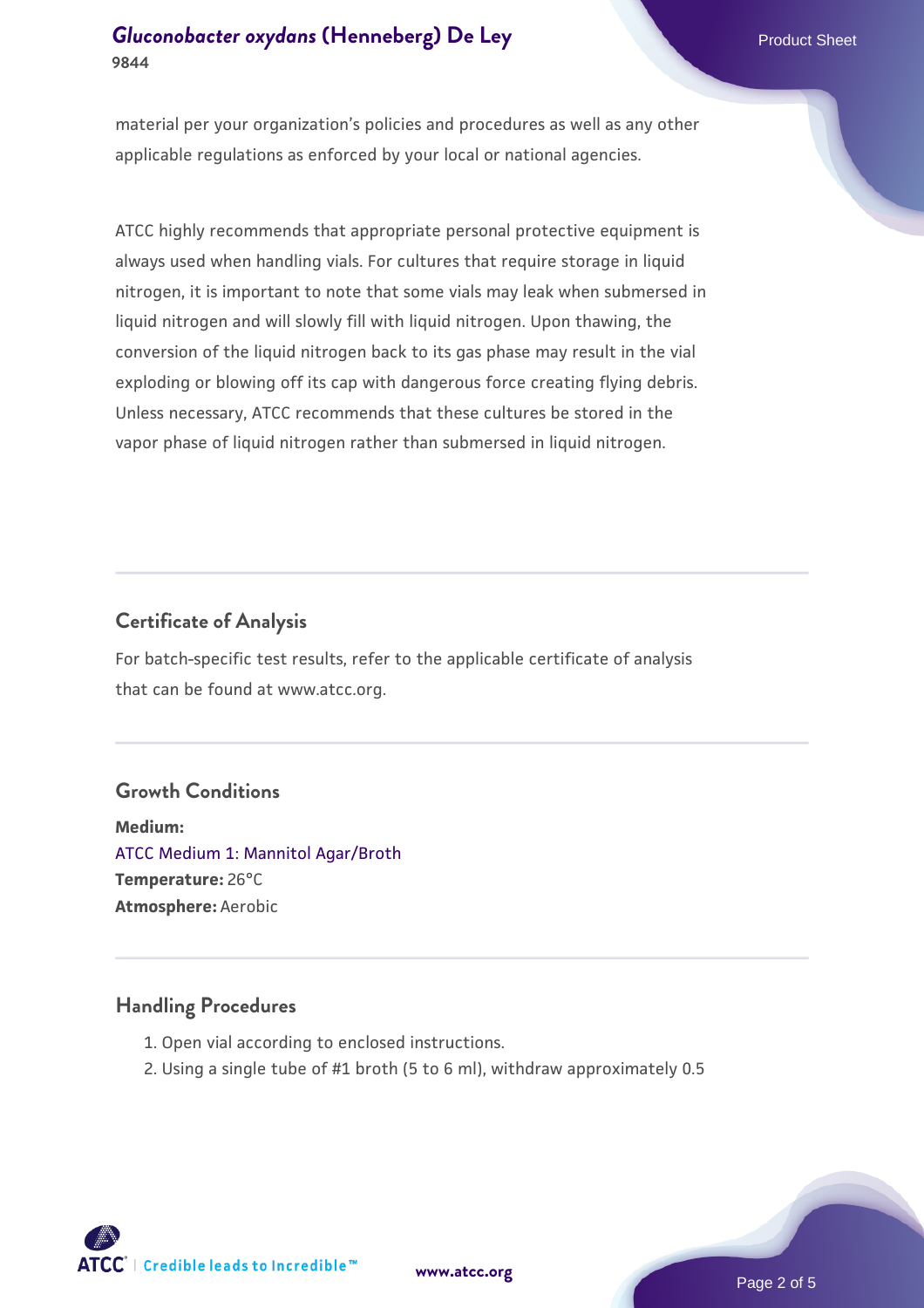material per your organization's policies and procedures as well as any other applicable regulations as enforced by your local or national agencies.

ATCC highly recommends that appropriate personal protective equipment is always used when handling vials. For cultures that require storage in liquid nitrogen, it is important to note that some vials may leak when submersed in liquid nitrogen and will slowly fill with liquid nitrogen. Upon thawing, the conversion of the liquid nitrogen back to its gas phase may result in the vial exploding or blowing off its cap with dangerous force creating flying debris. Unless necessary, ATCC recommends that these cultures be stored in the vapor phase of liquid nitrogen rather than submersed in liquid nitrogen.

## Certificate of Analysis

For batch-specific test results, refer to the applicable certificate of analysis that can be found at www.atcc.org.

## Growth Conditions

**Medium:**
ATCC Medium 1: Mannitol Agar/Broth
**Temperature:** 26°C
**Atmosphere:** Aerobic

## Handling Procedures

1. Open vial according to enclosed instructions.
2. Using a single tube of #1 broth (5 to 6 ml), withdraw approximately 0.5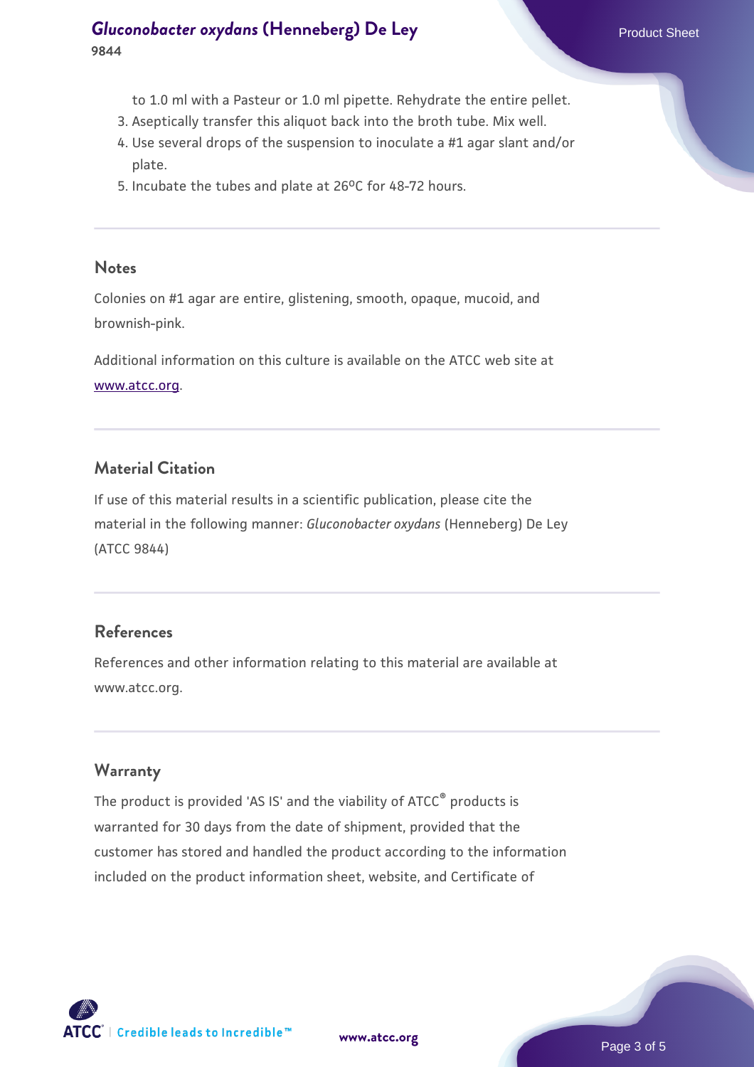to 1.0 ml with a Pasteur or 1.0 ml pipette. Rehydrate the entire pellet.

3. Aseptically transfer this aliquot back into the broth tube. Mix well.
4. Use several drops of the suspension to inoculate a #1 agar slant and/or plate.
5. Incubate the tubes and plate at 26$^{o}$C for 48-72 hours.

## Notes

Colonies on #1 agar are entire, glistening, smooth, opaque, mucoid, and brownish-pink.

Additional information on this culture is available on the ATCC web site at www.atcc.org.

## Material Citation

If use of this material results in a scientific publication, please cite the material in the following manner: *Gluconobacter oxydans* (Henneberg) De Ley (ATCC 9844)

## References

References and other information relating to this material are available at www.atcc.org.

## Warranty

The product is provided 'AS IS' and the viability of ATCC® products is warranted for 30 days from the date of shipment, provided that the customer has stored and handled the product according to the information included on the product information sheet, website, and Certificate of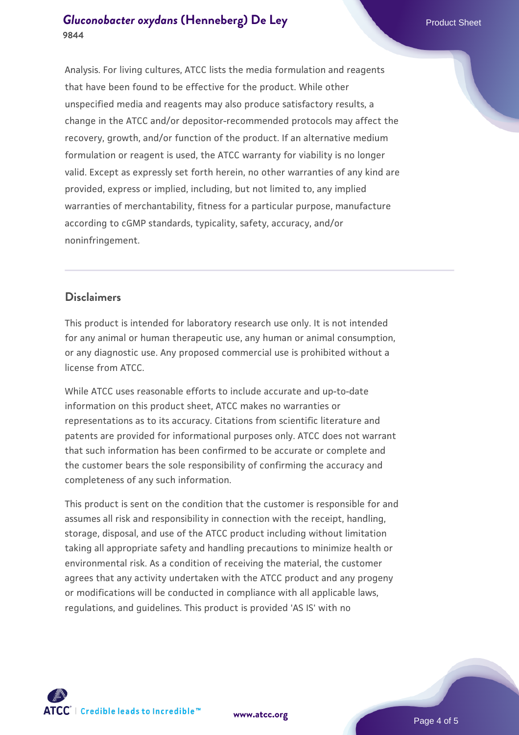Analysis. For living cultures, ATCC lists the media formulation and reagents that have been found to be effective for the product. While other unspecified media and reagents may also produce satisfactory results, a change in the ATCC and/or depositor-recommended protocols may affect the recovery, growth, and/or function of the product. If an alternative medium formulation or reagent is used, the ATCC warranty for viability is no longer valid. Except as expressly set forth herein, no other warranties of any kind are provided, express or implied, including, but not limited to, any implied warranties of merchantability, fitness for a particular purpose, manufacture according to cGMP standards, typicality, safety, accuracy, and/or noninfringement.

## Disclaimers

This product is intended for laboratory research use only. It is not intended for any animal or human therapeutic use, any human or animal consumption, or any diagnostic use. Any proposed commercial use is prohibited without a license from ATCC.

While ATCC uses reasonable efforts to include accurate and up-to-date information on this product sheet, ATCC makes no warranties or representations as to its accuracy. Citations from scientific literature and patents are provided for informational purposes only. ATCC does not warrant that such information has been confirmed to be accurate or complete and the customer bears the sole responsibility of confirming the accuracy and completeness of any such information.

This product is sent on the condition that the customer is responsible for and assumes all risk and responsibility in connection with the receipt, handling, storage, disposal, and use of the ATCC product including without limitation taking all appropriate safety and handling precautions to minimize health or environmental risk. As a condition of receiving the material, the customer agrees that any activity undertaken with the ATCC product and any progeny or modifications will be conducted in compliance with all applicable laws, regulations, and guidelines. This product is provided 'AS IS' with no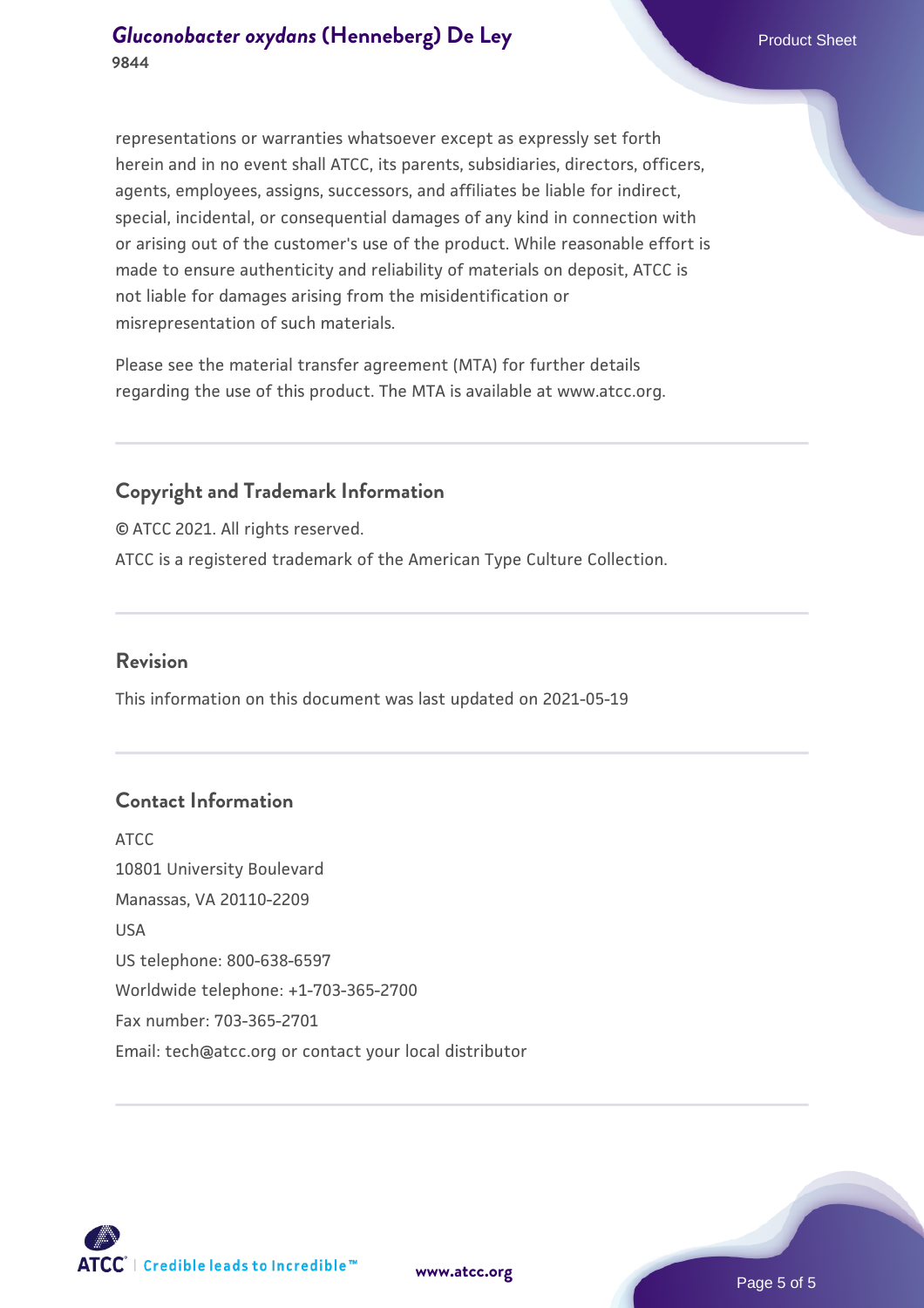representations or warranties whatsoever except as expressly set forth herein and in no event shall ATCC, its parents, subsidiaries, directors, officers, agents, employees, assigns, successors, and affiliates be liable for indirect, special, incidental, or consequential damages of any kind in connection with or arising out of the customer's use of the product. While reasonable effort is made to ensure authenticity and reliability of materials on deposit, ATCC is not liable for damages arising from the misidentification or misrepresentation of such materials.

Please see the material transfer agreement (MTA) for further details regarding the use of this product. The MTA is available at www.atcc.org.

## Copyright and Trademark Information

© ATCC 2021. All rights reserved.

ATCC is a registered trademark of the American Type Culture Collection.

## Revision

This information on this document was last updated on 2021-05-19

## Contact Information

ATCC
10801 University Boulevard
Manassas, VA 20110-2209
USA
US telephone: 800-638-6597
Worldwide telephone: +1-703-365-2700
Fax number: 703-365-2701
Email: tech@atcc.org or contact your local distributor